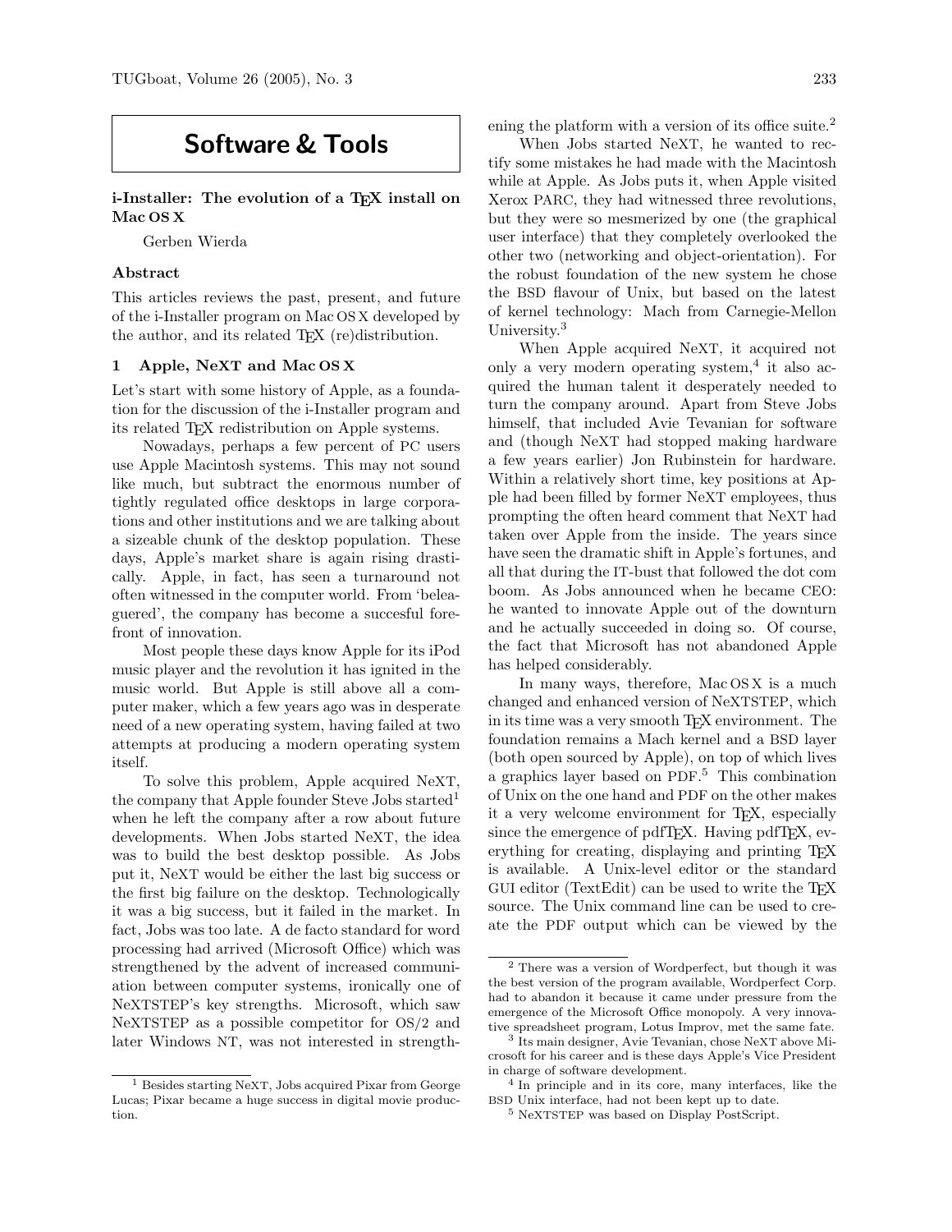# Software & Tools

## i-Installer: The evolution of a TEX install on Mac OS X

Gerben Wierda

### Abstract

This articles reviews the past, present, and future of the i-Installer program on Mac OS X developed by the author, and its related TEX (re)distribution.

### 1 Apple, NeXT and Mac OS X

Let's start with some history of Apple, as a foundation for the discussion of the i-Installer program and its related TEX redistribution on Apple systems.

Nowadays, perhaps a few percent of PC users use Apple Macintosh systems. This may not sound like much, but subtract the enormous number of tightly regulated office desktops in large corporations and other institutions and we are talking about a sizeable chunk of the desktop population. These days, Apple's market share is again rising drastically. Apple, in fact, has seen a turnaround not often witnessed in the computer world. From 'beleaguered', the company has become a succesful forefront of innovation.

Most people these days know Apple for its iPod music player and the revolution it has ignited in the music world. But Apple is still above all a computer maker, which a few years ago was in desperate need of a new operating system, having failed at two attempts at producing a modern operating system itself.

To solve this problem, Apple acquired NeXT, the company that Apple founder Steve Jobs started[1] when he left the company after a row about future developments. When Jobs started NeXT, the idea was to build the best desktop possible. As Jobs put it, NeXT would be either the last big success or the first big failure on the desktop. Technologically it was a big success, but it failed in the market. In fact, Jobs was too late. A de facto standard for word processing had arrived (Microsoft Office) which was strengthened by the advent of increased communiation between computer systems, ironically one of NeXTSTEP's key strengths. Microsoft, which saw NeXTSTEP as a possible competitor for OS/2 and later Windows NT, was not interested in strengthening the platform with a version of its office suite.[2]

When Jobs started NeXT, he wanted to rectify some mistakes he had made with the Macintosh while at Apple. As Jobs puts it, when Apple visited Xerox PARC, they had witnessed three revolutions, but they were so mesmerized by one (the graphical user interface) that they completely overlooked the other two (networking and object-orientation). For the robust foundation of the new system he chose the BSD flavour of Unix, but based on the latest of kernel technology: Mach from Carnegie-Mellon University.[3]

When Apple acquired NeXT, it acquired not only a very modern operating system,[4] it also acquired the human talent it desperately needed to turn the company around. Apart from Steve Jobs himself, that included Avie Tevanian for software and (though NeXT had stopped making hardware a few years earlier) Jon Rubinstein for hardware. Within a relatively short time, key positions at Apple had been filled by former NeXT employees, thus prompting the often heard comment that NeXT had taken over Apple from the inside. The years since have seen the dramatic shift in Apple's fortunes, and all that during the IT-bust that followed the dot com boom. As Jobs announced when he became CEO: he wanted to innovate Apple out of the downturn and he actually succeeded in doing so. Of course, the fact that Microsoft has not abandoned Apple has helped considerably.

In many ways, therefore, Mac OS X is a much changed and enhanced version of NeXTSTEP, which in its time was a very smooth TEX environment. The foundation remains a Mach kernel and a BSD layer (both open sourced by Apple), on top of which lives a graphics layer based on PDF.[5] This combination of Unix on the one hand and PDF on the other makes it a very welcome environment for TEX, especially since the emergence of pdfTEX. Having pdfTEX, everything for creating, displaying and printing TEX is available. A Unix-level editor or the standard GUI editor (TextEdit) can be used to write the TEX source. The Unix command line can be used to create the PDF output which can be viewed by the

---

[1] Besides starting NeXT, Jobs acquired Pixar from George Lucas; Pixar became a huge success in digital movie production.

[2] There was a version of Wordperfect, but though it was the best version of the program available, Wordperfect Corp. had to abandon it because it came under pressure from the emergence of the Microsoft Office monopoly. A very innovative spreadsheet program, Lotus Improv, met the same fate.

[3] Its main designer, Avie Tevanian, chose NeXT above Microsoft for his career and is these days Apple's Vice President in charge of software development.

[4] In principle and in its core, many interfaces, like the BSD Unix interface, had not been kept up to date.

[5] NeXTSTEP was based on Display PostScript.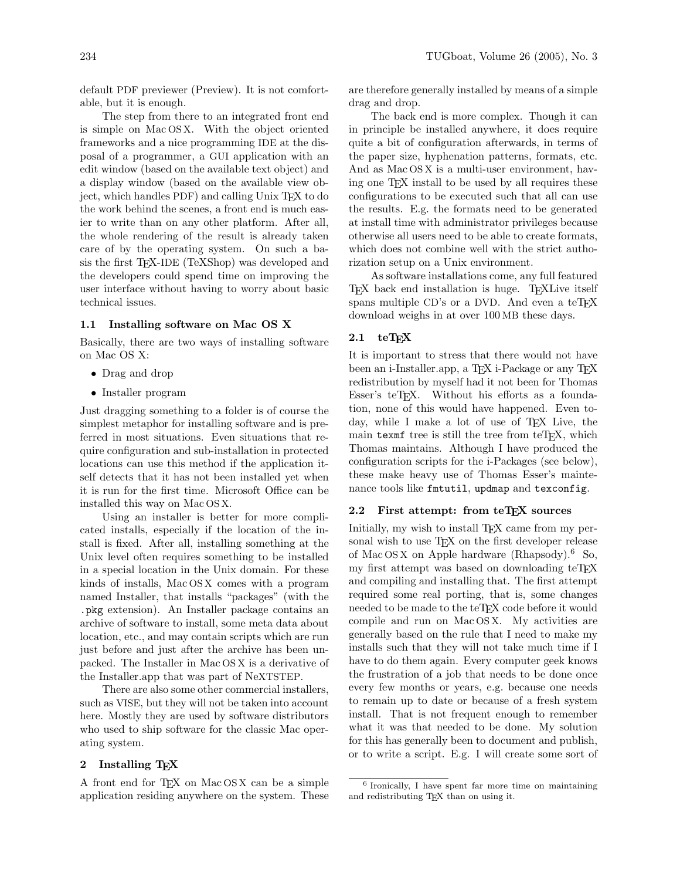default PDF previewer (Preview). It is not comfortable, but it is enough.

The step from there to an integrated front end is simple on Mac OS X. With the object oriented frameworks and a nice programming IDE at the disposal of a programmer, a GUI application with an edit window (based on the available text object) and a display window (based on the available view object, which handles PDF) and calling Unix TeX to do the work behind the scenes, a front end is much easier to write than on any other platform. After all, the whole rendering of the result is already taken care of by the operating system. On such a basis the first TeX-IDE (TeXShop) was developed and the developers could spend time on improving the user interface without having to worry about basic technical issues.

### 1.1 Installing software on Mac OS X

Basically, there are two ways of installing software on Mac OS X:

- Drag and drop
- Installer program

Just dragging something to a folder is of course the simplest metaphor for installing software and is preferred in most situations. Even situations that require configuration and sub-installation in protected locations can use this method if the application itself detects that it has not been installed yet when it is run for the first time. Microsoft Office can be installed this way on Mac OS X.

Using an installer is better for more complicated installs, especially if the location of the install is fixed. After all, installing something at the Unix level often requires something to be installed in a special location in the Unix domain. For these kinds of installs, Mac OS X comes with a program named Installer, that installs "packages" (with the `.pkg` extension). An Installer package contains an archive of software to install, some meta data about location, etc., and may contain scripts which are run just before and just after the archive has been unpacked. The Installer in Mac OS X is a derivative of the Installer.app that was part of NeXTSTEP.

There are also some other commercial installers, such as VISE, but they will not be taken into account here. Mostly they are used by software distributors who used to ship software for the classic Mac operating system.

## 2 Installing TeX

A front end for TeX on Mac OS X can be a simple application residing anywhere on the system. These are therefore generally installed by means of a simple drag and drop.

The back end is more complex. Though it can in principle be installed anywhere, it does require quite a bit of configuration afterwards, in terms of the paper size, hyphenation patterns, formats, etc. And as Mac OS X is a multi-user environment, having one TeX install to be used by all requires these configurations to be executed such that all can use the results. E.g. the formats need to be generated at install time with administrator privileges because otherwise all users need to be able to create formats, which does not combine well with the strict authorization setup on a Unix environment.

As software installations come, any full featured TeX back end installation is huge. TeXLive itself spans multiple CD's or a DVD. And even a teTeX download weighs in at over 100 MB these days.

### 2.1 teTeX

It is important to stress that there would not have been an i-Installer.app, a TeX i-Package or any TeX redistribution by myself had it not been for Thomas Esser's teTeX. Without his efforts as a foundation, none of this would have happened. Even today, while I make a lot of use of TeX Live, the main `texmf` tree is still the tree from teTeX, which Thomas maintains. Although I have produced the configuration scripts for the i-Packages (see below), these make heavy use of Thomas Esser's maintenance tools like `fmtutil`, `updmap` and `texconfig`.

### 2.2 First attempt: from teTeX sources

Initially, my wish to install TeX came from my personal wish to use TeX on the first developer release of Mac OS X on Apple hardware (Rhapsody).[6] So, my first attempt was based on downloading teTeX and compiling and installing that. The first attempt required some real porting, that is, some changes needed to be made to the teTeX code before it would compile and run on Mac OS X. My activities are generally based on the rule that I need to make my installs such that they will not take much time if I have to do them again. Every computer geek knows the frustration of a job that needs to be done once every few months or years, e.g. because one needs to remain up to date or because of a fresh system install. That is not frequent enough to remember what it was that needed to be done. My solution for this has generally been to document and publish, or to write a script. E.g. I will create some sort of

---

[6] Ironically, I have spent far more time on maintaining and redistributing TeX than on using it.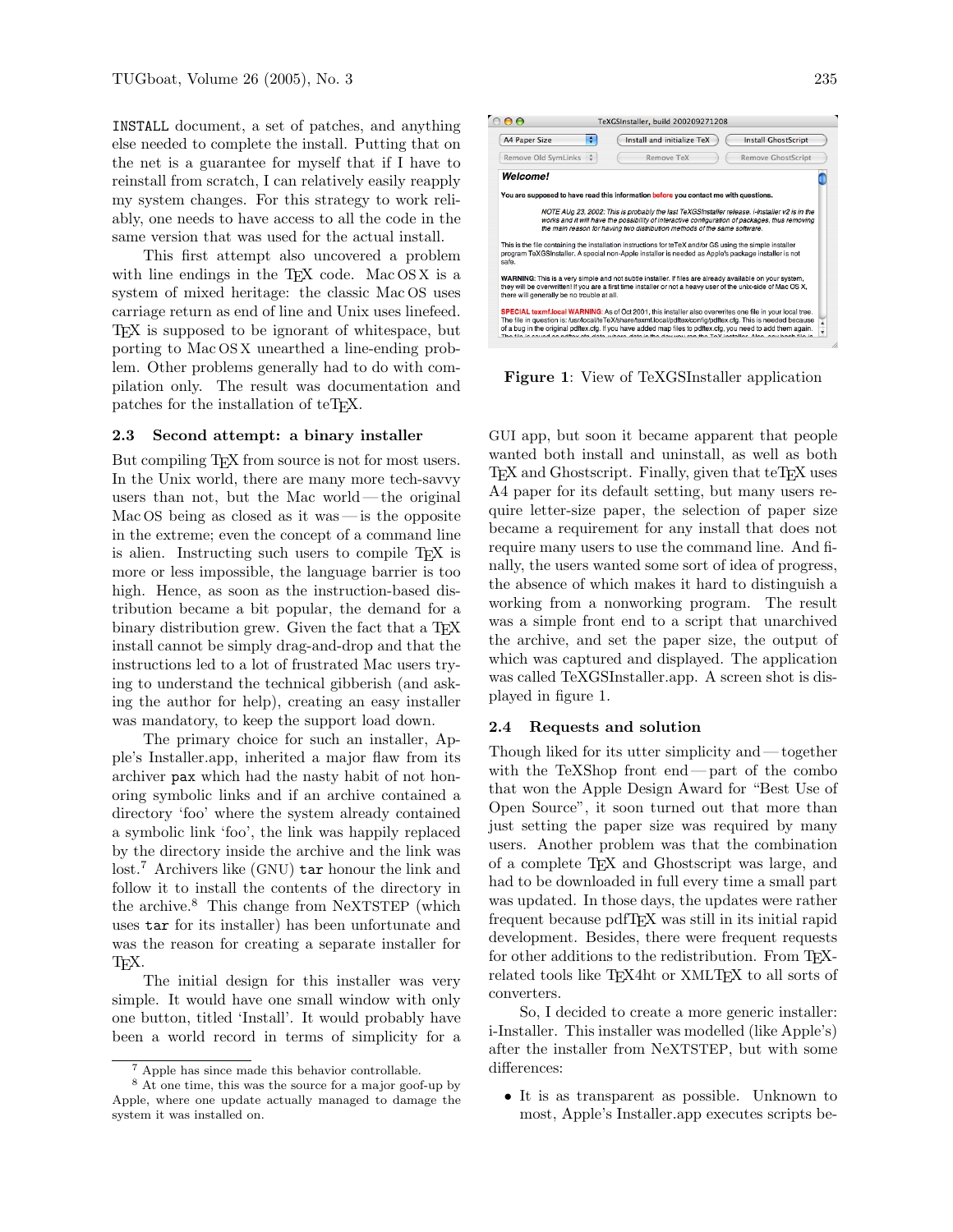INSTALL document, a set of patches, and anything else needed to complete the install. Putting that on the net is a guarantee for myself that if I have to reinstall from scratch, I can relatively easily reapply my system changes. For this strategy to work reliably, one needs to have access to all the code in the same version that was used for the actual install.

This first attempt also uncovered a problem with line endings in the TeX code. Mac OS X is a system of mixed heritage: the classic Mac OS uses carriage return as end of line and Unix uses linefeed. TeX is supposed to be ignorant of whitespace, but porting to Mac OS X unearthed a line-ending problem. Other problems generally had to do with compilation only. The result was documentation and patches for the installation of teTeX.

### 2.3 Second attempt: a binary installer

But compiling TeX from source is not for most users. In the Unix world, there are many more tech-savvy users than not, but the Mac world — the original Mac OS being as closed as it was — is the opposite in the extreme; even the concept of a command line is alien. Instructing such users to compile TeX is more or less impossible, the language barrier is too high. Hence, as soon as the instruction-based distribution became a bit popular, the demand for a binary distribution grew. Given the fact that a TeX install cannot be simply drag-and-drop and that the instructions led to a lot of frustrated Mac users trying to understand the technical gibberish (and asking the author for help), creating an easy installer was mandatory, to keep the support load down.

The primary choice for such an installer, Apple's Installer.app, inherited a major flaw from its archiver `pax` which had the nasty habit of not honoring symbolic links and if an archive contained a directory 'foo' where the system already contained a symbolic link 'foo', the link was happily replaced by the directory inside the archive and the link was lost.[7] Archivers like (GNU) `tar` honour the link and follow it to install the contents of the directory in the archive.[8] This change from NeXTSTEP (which uses `tar` for its installer) has been unfortunate and was the reason for creating a separate installer for TeX.

The initial design for this installer was very simple. It would have one small window with only one button, titled 'Install'. It would probably have been a world record in terms of simplicity for a GUI app, but soon it became apparent that people wanted both install and uninstall, as well as both TeX and Ghostscript. Finally, given that teTeX uses A4 paper for its default setting, but many users require letter-size paper, the selection of paper size became a requirement for any install that does not require many users to use the command line. And finally, the users wanted some sort of idea of progress, the absence of which makes it hard to distinguish a working from a nonworking program. The result was a simple front end to a script that unarchived the archive, and set the paper size, the output of which was captured and displayed. The application was called TeXGSInstaller.app. A screen shot is displayed in figure 1.

**Figure 1**: View of TeXGSInstaller application

### 2.4 Requests and solution

Though liked for its utter simplicity and — together with the TeXShop front end — part of the combo that won the Apple Design Award for "Best Use of Open Source", it soon turned out that more than just setting the paper size was required by many users. Another problem was that the combination of a complete TeX and Ghostscript was large, and had to be downloaded in full every time a small part was updated. In those days, the updates were rather frequent because pdfTeX was still in its initial rapid development. Besides, there were frequent requests for other additions to the redistribution. From TeX-related tools like TeX4ht or XMLTeX to all sorts of converters.

So, I decided to create a more generic installer: i-Installer. This installer was modelled (like Apple's) after the installer from NeXTSTEP, but with some differences:

- It is as transparent as possible. Unknown to most, Apple's Installer.app executes scripts be-

---

[7] Apple has since made this behavior controllable.

[8] At one time, this was the source for a major goof-up by Apple, where one update actually managed to damage the system it was installed on.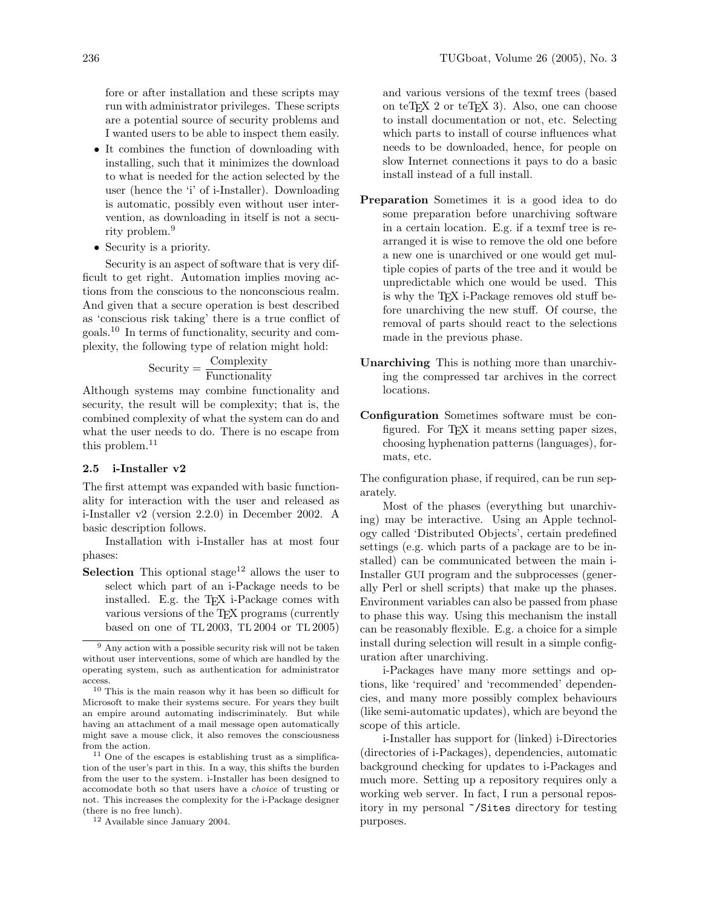fore or after installation and these scripts may run with administrator privileges. These scripts are a potential source of security problems and I wanted users to be able to inspect them easily.

- It combines the function of downloading with installing, such that it minimizes the download to what is needed for the action selected by the user (hence the 'i' of i-Installer). Downloading is automatic, possibly even without user intervention, as downloading in itself is not a security problem.[9]
- Security is a priority.

Security is an aspect of software that is very difficult to get right. Automation implies moving actions from the conscious to the nonconscious realm. And given that a secure operation is best described as 'conscious risk taking' there is a true conflict of goals.[10] In terms of functionality, security and complexity, the following type of relation might hold:

$$\text{Security} = \frac{\text{Complexity}}{\text{Functionality}}$$

Although systems may combine functionality and security, the result will be complexity; that is, the combined complexity of what the system can do and what the user needs to do. There is no escape from this problem.[11]

### 2.5 i-Installer v2

The first attempt was expanded with basic functionality for interaction with the user and released as i-Installer v2 (version 2.2.0) in December 2002. A basic description follows.

Installation with i-Installer has at most four phases:

**Selection** This optional stage[12] allows the user to select which part of an i-Package needs to be installed. E.g. the TeX i-Package comes with various versions of the TeX programs (currently based on one of TL 2003, TL 2004 or TL 2005) and various versions of the texmf trees (based on teTeX 2 or teTeX 3). Also, one can choose to install documentation or not, etc. Selecting which parts to install of course influences what needs to be downloaded, hence, for people on slow Internet connections it pays to do a basic install instead of a full install.

**Preparation** Sometimes it is a good idea to do some preparation before unarchiving software in a certain location. E.g. if a texmf tree is rearranged it is wise to remove the old one before a new one is unarchived or one would get multiple copies of parts of the tree and it would be unpredictable which one would be used. This is why the TeX i-Package removes old stuff before unarchiving the new stuff. Of course, the removal of parts should react to the selections made in the previous phase.

**Unarchiving** This is nothing more than unarchiving the compressed tar archives in the correct locations.

**Configuration** Sometimes software must be configured. For TeX it means setting paper sizes, choosing hyphenation patterns (languages), formats, etc.

The configuration phase, if required, can be run separately.

Most of the phases (everything but unarchiving) may be interactive. Using an Apple technology called 'Distributed Objects', certain predefined settings (e.g. which parts of a package are to be installed) can be communicated between the main i-Installer GUI program and the subprocesses (generally Perl or shell scripts) that make up the phases. Environment variables can also be passed from phase to phase this way. Using this mechanism the install can be reasonably flexible. E.g. a choice for a simple install during selection will result in a simple configuration after unarchiving.

i-Packages have many more settings and options, like 'required' and 'recommended' dependencies, and many more possibly complex behaviours (like semi-automatic updates), which are beyond the scope of this article.

i-Installer has support for (linked) i-Directories (directories of i-Packages), dependencies, automatic background checking for updates to i-Packages and much more. Setting up a repository requires only a working web server. In fact, I run a personal repository in my personal `~/Sites` directory for testing purposes.

---

[9] Any action with a possible security risk will not be taken without user interventions, some of which are handled by the operating system, such as authentication for administrator access.

[10] This is the main reason why it has been so difficult for Microsoft to make their systems secure. For years they built an empire around automating indiscriminately. But while having an attachment of a mail message open automatically might save a mouse click, it also removes the consciousness from the action.

[11] One of the escapes is establishing trust as a simplification of the user's part in this. In a way, this shifts the burden from the user to the system. i-Installer has been designed to accomodate both so that users have a *choice* of trusting or not. This increases the complexity for the i-Package designer (there is no free lunch).

[12] Available since January 2004.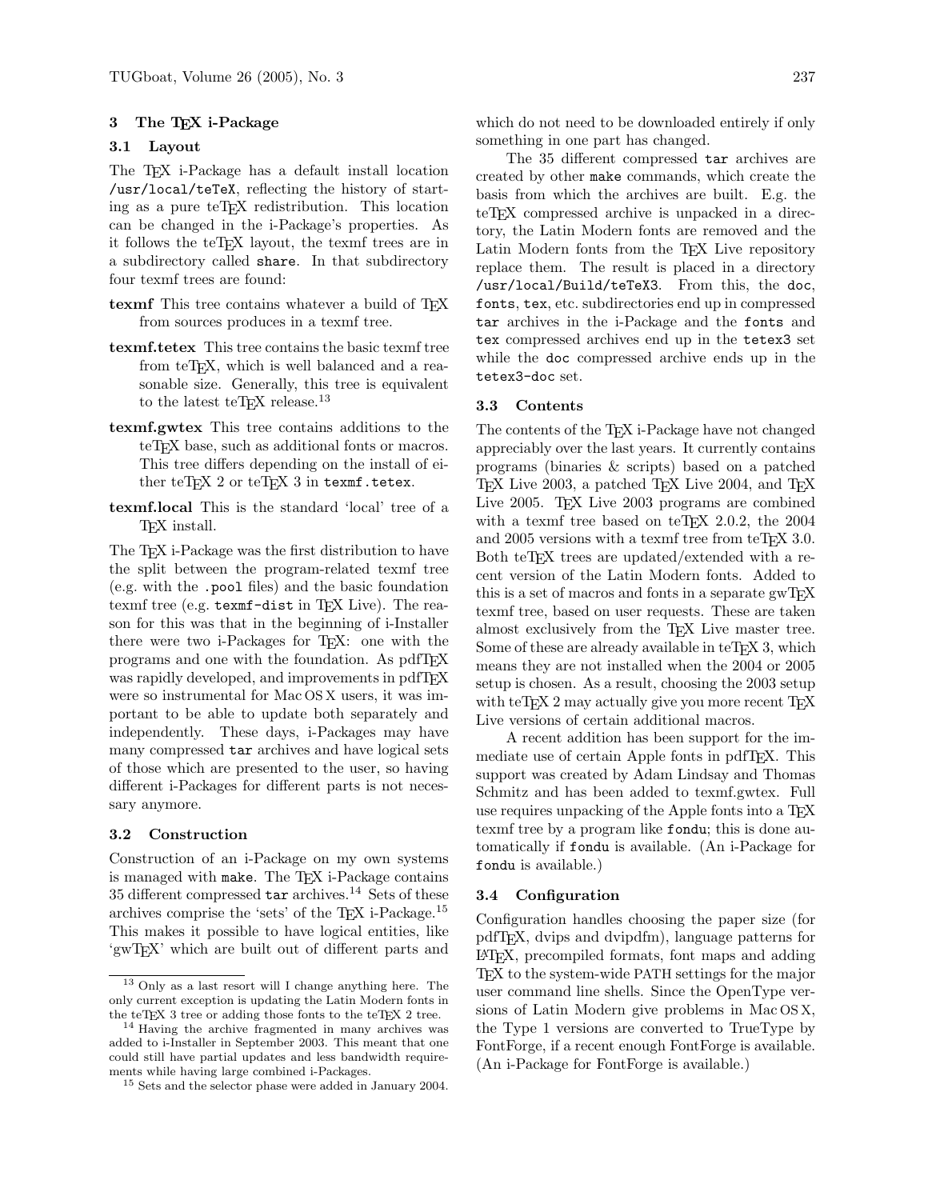## 3 The TeX i-Package

### 3.1 Layout

The TeX i-Package has a default install location `/usr/local/teTeX`, reflecting the history of starting as a pure teTeX redistribution. This location can be changed in the i-Package's properties. As it follows the teTeX layout, the texmf trees are in a subdirectory called `share`. In that subdirectory four texmf trees are found:

**texmf** This tree contains whatever a build of TeX from sources produces in a texmf tree.

**texmf.tetex** This tree contains the basic texmf tree from teTeX, which is well balanced and a reasonable size. Generally, this tree is equivalent to the latest teTeX release.[13]

**texmf.gwtex** This tree contains additions to the teTeX base, such as additional fonts or macros. This tree differs depending on the install of either teTeX 2 or teTeX 3 in `texmf.tetex`.

**texmf.local** This is the standard 'local' tree of a TeX install.

The TeX i-Package was the first distribution to have the split between the program-related texmf tree (e.g. with the `.pool` files) and the basic foundation texmf tree (e.g. `texmf-dist` in TeX Live). The reason for this was that in the beginning of i-Installer there were two i-Packages for TeX: one with the programs and one with the foundation. As pdfTeX was rapidly developed, and improvements in pdfTeX were so instrumental for Mac OS X users, it was important to be able to update both separately and independently. These days, i-Packages may have many compressed `tar` archives and have logical sets of those which are presented to the user, so having different i-Packages for different parts is not necessary anymore.

### 3.2 Construction

Construction of an i-Package on my own systems is managed with `make`. The TeX i-Package contains 35 different compressed `tar` archives.[14] Sets of these archives comprise the 'sets' of the TeX i-Package.[15] This makes it possible to have logical entities, like 'gwTeX' which are built out of different parts and which do not need to be downloaded entirely if only something in one part has changed.

The 35 different compressed `tar` archives are created by other `make` commands, which create the basis from which the archives are built. E.g. the teTeX compressed archive is unpacked in a directory, the Latin Modern fonts are removed and the Latin Modern fonts from the TeX Live repository replace them. The result is placed in a directory `/usr/local/Build/teTeX3`. From this, the `doc`, `fonts`, `tex`, etc. subdirectories end up in compressed `tar` archives in the i-Package and the `fonts` and `tex` compressed archives end up in the `tetex3` set while the `doc` compressed archive ends up in the `tetex3-doc` set.

### 3.3 Contents

The contents of the TeX i-Package have not changed appreciably over the last years. It currently contains programs (binaries & scripts) based on a patched TeX Live 2003, a patched TeX Live 2004, and TeX Live 2005. TeX Live 2003 programs are combined with a texmf tree based on teTeX 2.0.2, the 2004 and 2005 versions with a texmf tree from teTeX 3.0. Both teTeX trees are updated/extended with a recent version of the Latin Modern fonts. Added to this is a set of macros and fonts in a separate gwTeX texmf tree, based on user requests. These are taken almost exclusively from the TeX Live master tree. Some of these are already available in teTeX 3, which means they are not installed when the 2004 or 2005 setup is chosen. As a result, choosing the 2003 setup with teTeX 2 may actually give you more recent TeX Live versions of certain additional macros.

A recent addition has been support for the immediate use of certain Apple fonts in pdfTeX. This support was created by Adam Lindsay and Thomas Schmitz and has been added to texmf.gwtex. Full use requires unpacking of the Apple fonts into a TeX texmf tree by a program like `fondu`; this is done automatically if `fondu` is available. (An i-Package for `fondu` is available.)

### 3.4 Configuration

Configuration handles choosing the paper size (for pdfTeX, dvips and dvipdfm), language patterns for LaTeX, precompiled formats, font maps and adding TeX to the system-wide PATH settings for the major user command line shells. Since the OpenType versions of Latin Modern give problems in Mac OS X, the Type 1 versions are converted to TrueType by FontForge, if a recent enough FontForge is available. (An i-Package for FontForge is available.)

---

[13] Only as a last resort will I change anything here. The only current exception is updating the Latin Modern fonts in the teTeX 3 tree or adding those fonts to the teTeX 2 tree.

[14] Having the archive fragmented in many archives was added to i-Installer in September 2003. This meant that one could still have partial updates and less bandwidth requirements while having large combined i-Packages.

[15] Sets and the selector phase were added in January 2004.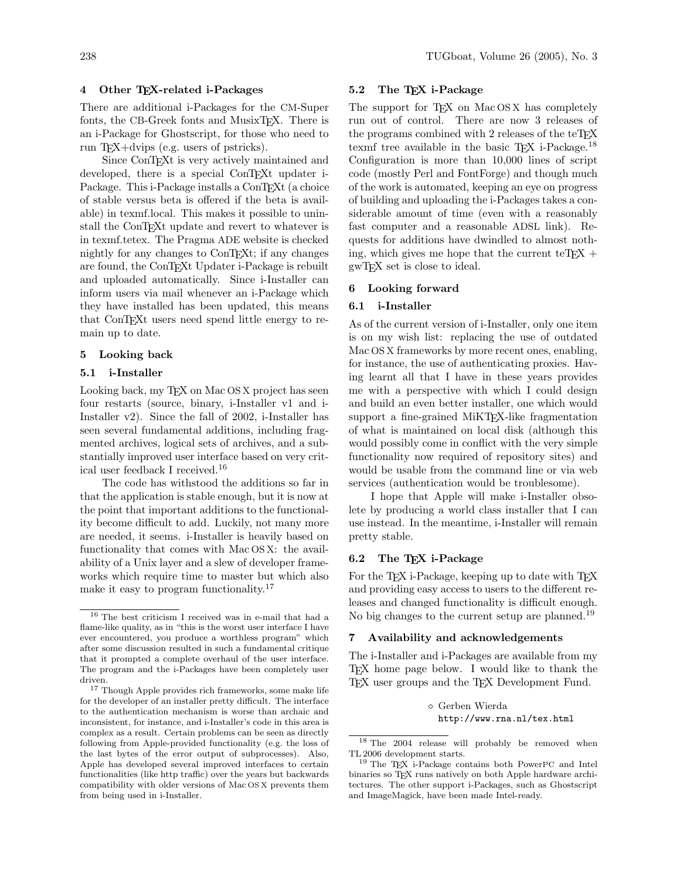## 4 Other TeX-related i-Packages

There are additional i-Packages for the CM-Super fonts, the CB-Greek fonts and MusixTeX. There is an i-Package for Ghostscript, for those who need to run TeX+dvips (e.g. users of pstricks).

Since ConTeXt is very actively maintained and developed, there is a special ConTeXt updater i-Package. This i-Package installs a ConTeXt (a choice of stable versus beta is offered if the beta is available) in texmf.local. This makes it possible to uninstall the ConTeXt update and revert to whatever is in texmf.tetex. The Pragma ADE website is checked nightly for any changes to ConTeXt; if any changes are found, the ConTeXt Updater i-Package is rebuilt and uploaded automatically. Since i-Installer can inform users via mail whenever an i-Package which they have installed has been updated, this means that ConTeXt users need spend little energy to remain up to date.

## 5 Looking back

### 5.1 i-Installer

Looking back, my TeX on Mac OS X project has seen four restarts (source, binary, i-Installer v1 and i-Installer v2). Since the fall of 2002, i-Installer has seen several fundamental additions, including fragmented archives, logical sets of archives, and a substantially improved user interface based on very critical user feedback I received.[16]

The code has withstood the additions so far in that the application is stable enough, but it is now at the point that important additions to the functionality become difficult to add. Luckily, not many more are needed, it seems. i-Installer is heavily based on functionality that comes with Mac OS X: the availability of a Unix layer and a slew of developer frameworks which require time to master but which also make it easy to program functionality.[17]

### 5.2 The TeX i-Package

The support for TeX on Mac OS X has completely run out of control. There are now 3 releases of the programs combined with 2 releases of the teTeX texmf tree available in the basic TeX i-Package.[18] Configuration is more than 10,000 lines of script code (mostly Perl and FontForge) and though much of the work is automated, keeping an eye on progress of building and uploading the i-Packages takes a considerable amount of time (even with a reasonably fast computer and a reasonable ADSL link). Requests for additions have dwindled to almost nothing, which gives me hope that the current teTeX + gwTeX set is close to ideal.

## 6 Looking forward

### 6.1 i-Installer

As of the current version of i-Installer, only one item is on my wish list: replacing the use of outdated Mac OS X frameworks by more recent ones, enabling, for instance, the use of authenticating proxies. Having learnt all that I have in these years provides me with a perspective with which I could design and build an even better installer, one which would support a fine-grained MiKTeX-like fragmentation of what is maintained on local disk (although this would possibly come in conflict with the very simple functionality now required of repository sites) and would be usable from the command line or via web services (authentication would be troublesome).

I hope that Apple will make i-Installer obsolete by producing a world class installer that I can use instead. In the meantime, i-Installer will remain pretty stable.

### 6.2 The TeX i-Package

For the TeX i-Package, keeping up to date with TeX and providing easy access to users to the different releases and changed functionality is difficult enough. No big changes to the current setup are planned.[19]

## 7 Availability and acknowledgements

The i-Installer and i-Packages are available from my TeX home page below. I would like to thank the TeX user groups and the TeX Development Fund.

◇ Gerben Wierda
`http://www.rna.nl/tex.html`

---

[16] The best criticism I received was in e-mail that had a flame-like quality, as in "this is the worst user interface I have ever encountered, you produce a worthless program" which after some discussion resulted in such a fundamental critique that it prompted a complete overhaul of the user interface. The program and the i-Packages have been completely user driven.

[17] Though Apple provides rich frameworks, some make life for the developer of an installer pretty difficult. The interface to the authentication mechanism is worse than archaic and inconsistent, for instance, and i-Installer's code in this area is complex as a result. Certain problems can be seen as directly following from Apple-provided functionality (e.g. the loss of the last bytes of the error output of subprocesses). Also, Apple has developed several improved interfaces to certain functionalities (like http traffic) over the years but backwards compatibility with older versions of Mac OS X prevents them from being used in i-Installer.

[18] The 2004 release will probably be removed when TL 2006 development starts.

[19] The TeX i-Package contains both PowerPC and Intel binaries so TeX runs natively on both Apple hardware architectures. The other support i-Packages, such as Ghostscript and ImageMagick, have been made Intel-ready.